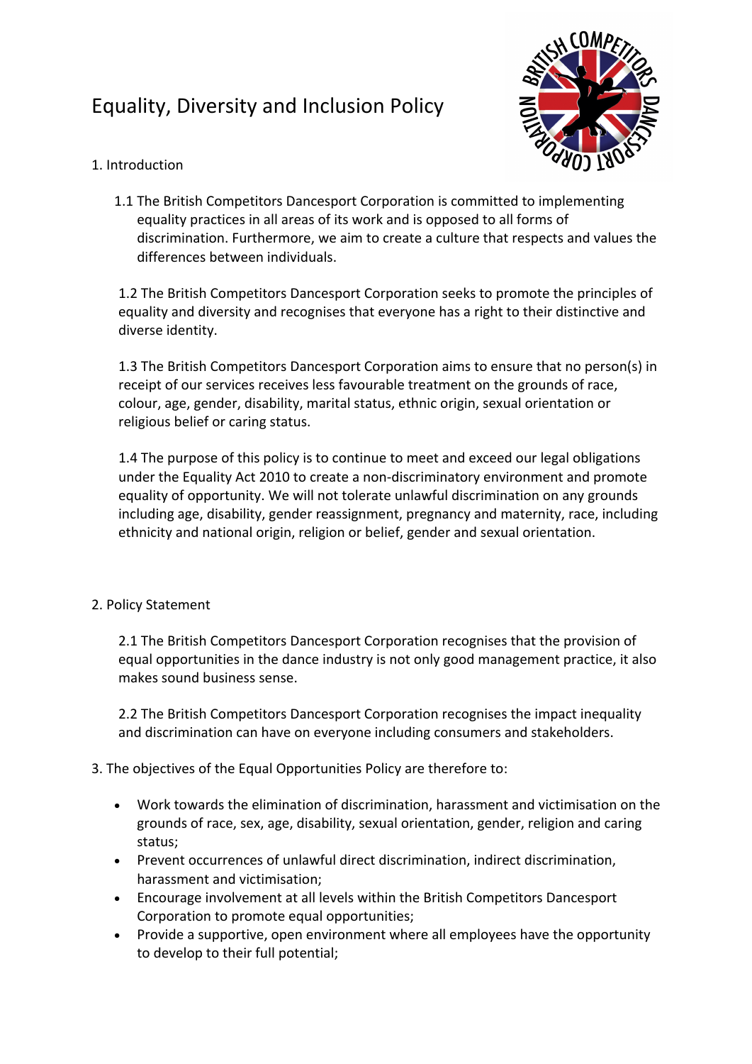# Equality, Diversity and Inclusion Policy

## 1. Introduction

1.1 The British Competitors Dancesport Corporation is committed to implementing equality practices in all areas of its work and is opposed to all forms of discrimination. Furthermore, we aim to create a culture that respects and values the differences between individuals.

1.2 The British Competitors Dancesport Corporation seeks to promote the principles of equality and diversity and recognises that everyone has a right to their distinctive and diverse identity.

1.3 The British Competitors Dancesport Corporation aims to ensure that no person(s) in receipt of our services receives less favourable treatment on the grounds of race, colour, age, gender, disability, marital status, ethnic origin, sexual orientation or religious belief or caring status.

1.4 The purpose of this policy is to continue to meet and exceed our legal obligations under the Equality Act 2010 to create a non-discriminatory environment and promote equality of opportunity. We will not tolerate unlawful discrimination on any grounds including age, disability, gender reassignment, pregnancy and maternity, race, including ethnicity and national origin, religion or belief, gender and sexual orientation.

## 2. Policy Statement

2.1 The British Competitors Dancesport Corporation recognises that the provision of equal opportunities in the dance industry is not only good management practice, it also makes sound business sense.

2.2 The British Competitors Dancesport Corporation recognises the impact inequality and discrimination can have on everyone including consumers and stakeholders.

## 3. The objectives of the Equal Opportunities Policy are therefore to:

- Work towards the elimination of discrimination, harassment and victimisation on the grounds of race, sex, age, disability, sexual orientation, gender, religion and caring status;
- Prevent occurrences of unlawful direct discrimination, indirect discrimination, harassment and victimisation;
- Encourage involvement at all levels within the British Competitors Dancesport Corporation to promote equal opportunities;
- Provide a supportive, open environment where all employees have the opportunity to develop to their full potential;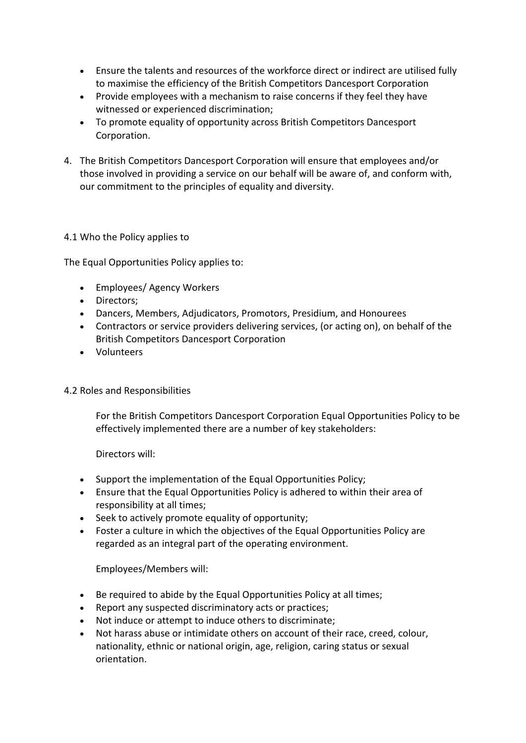- Ensure the talents and resources of the workforce direct or indirect are utilised fully to maximise the efficiency of the British Competitors Dancesport Corporation
- Provide employees with a mechanism to raise concerns if they feel they have witnessed or experienced discrimination;
- To promote equality of opportunity across British Competitors Dancesport Corporation.

4. The British Competitors Dancesport Corporation will ensure that employees and/or those involved in providing a service on our behalf will be aware of, and conform with, our commitment to the principles of equality and diversity.

4.1 Who the Policy applies to

The Equal Opportunities Policy applies to:

- Employees/ Agency Workers
- Directors;
- Dancers, Members, Adjudicators, Promotors, Presidium, and Honourees
- Contractors or service providers delivering services, (or acting on), on behalf of the British Competitors Dancesport Corporation
- Volunteers

4.2 Roles and Responsibilities

For the British Competitors Dancesport Corporation Equal Opportunities Policy to be effectively implemented there are a number of key stakeholders:

Directors will:

- Support the implementation of the Equal Opportunities Policy;
- Ensure that the Equal Opportunities Policy is adhered to within their area of responsibility at all times;
- Seek to actively promote equality of opportunity;
- Foster a culture in which the objectives of the Equal Opportunities Policy are regarded as an integral part of the operating environment.

Employees/Members will:

- Be required to abide by the Equal Opportunities Policy at all times;
- Report any suspected discriminatory acts or practices;
- Not induce or attempt to induce others to discriminate;
- Not harass abuse or intimidate others on account of their race, creed, colour, nationality, ethnic or national origin, age, religion, caring status or sexual orientation.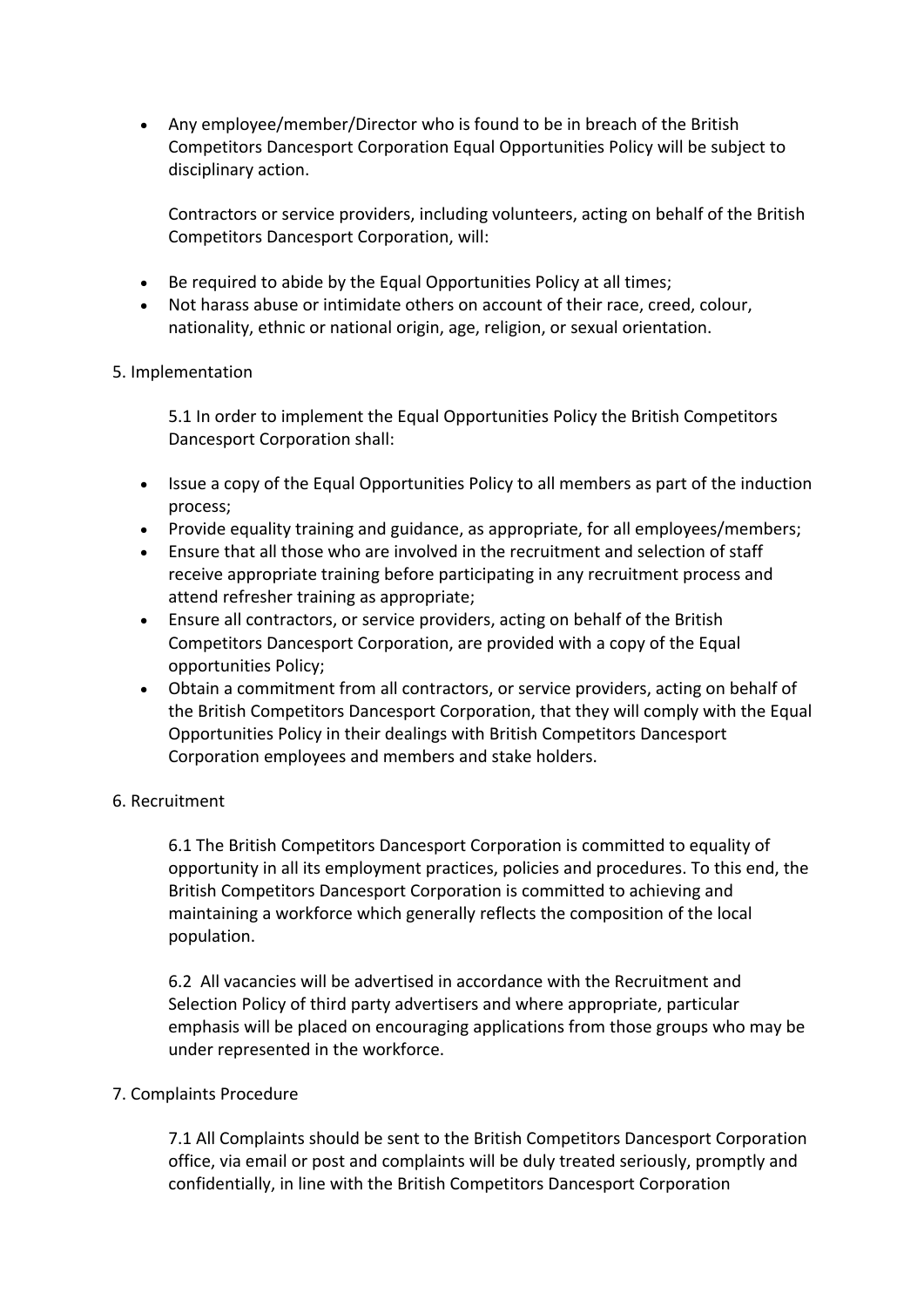- Any employee/member/Director who is found to be in breach of the British Competitors Dancesport Corporation Equal Opportunities Policy will be subject to disciplinary action.

  Contractors or service providers, including volunteers, acting on behalf of the British Competitors Dancesport Corporation, will:

- Be required to abide by the Equal Opportunities Policy at all times;
- Not harass abuse or intimidate others on account of their race, creed, colour, nationality, ethnic or national origin, age, religion, or sexual orientation.

5. Implementation

   5.1 In order to implement the Equal Opportunities Policy the British Competitors Dancesport Corporation shall:

- Issue a copy of the Equal Opportunities Policy to all members as part of the induction process;
- Provide equality training and guidance, as appropriate, for all employees/members;
- Ensure that all those who are involved in the recruitment and selection of staff receive appropriate training before participating in any recruitment process and attend refresher training as appropriate;
- Ensure all contractors, or service providers, acting on behalf of the British Competitors Dancesport Corporation, are provided with a copy of the Equal opportunities Policy;
- Obtain a commitment from all contractors, or service providers, acting on behalf of the British Competitors Dancesport Corporation, that they will comply with the Equal Opportunities Policy in their dealings with British Competitors Dancesport Corporation employees and members and stake holders.

6. Recruitment

   6.1 The British Competitors Dancesport Corporation is committed to equality of opportunity in all its employment practices, policies and procedures. To this end, the British Competitors Dancesport Corporation is committed to achieving and maintaining a workforce which generally reflects the composition of the local population.

   6.2 All vacancies will be advertised in accordance with the Recruitment and Selection Policy of third party advertisers and where appropriate, particular emphasis will be placed on encouraging applications from those groups who may be under represented in the workforce.

7. Complaints Procedure

   7.1 All Complaints should be sent to the British Competitors Dancesport Corporation office, via email or post and complaints will be duly treated seriously, promptly and confidentially, in line with the British Competitors Dancesport Corporation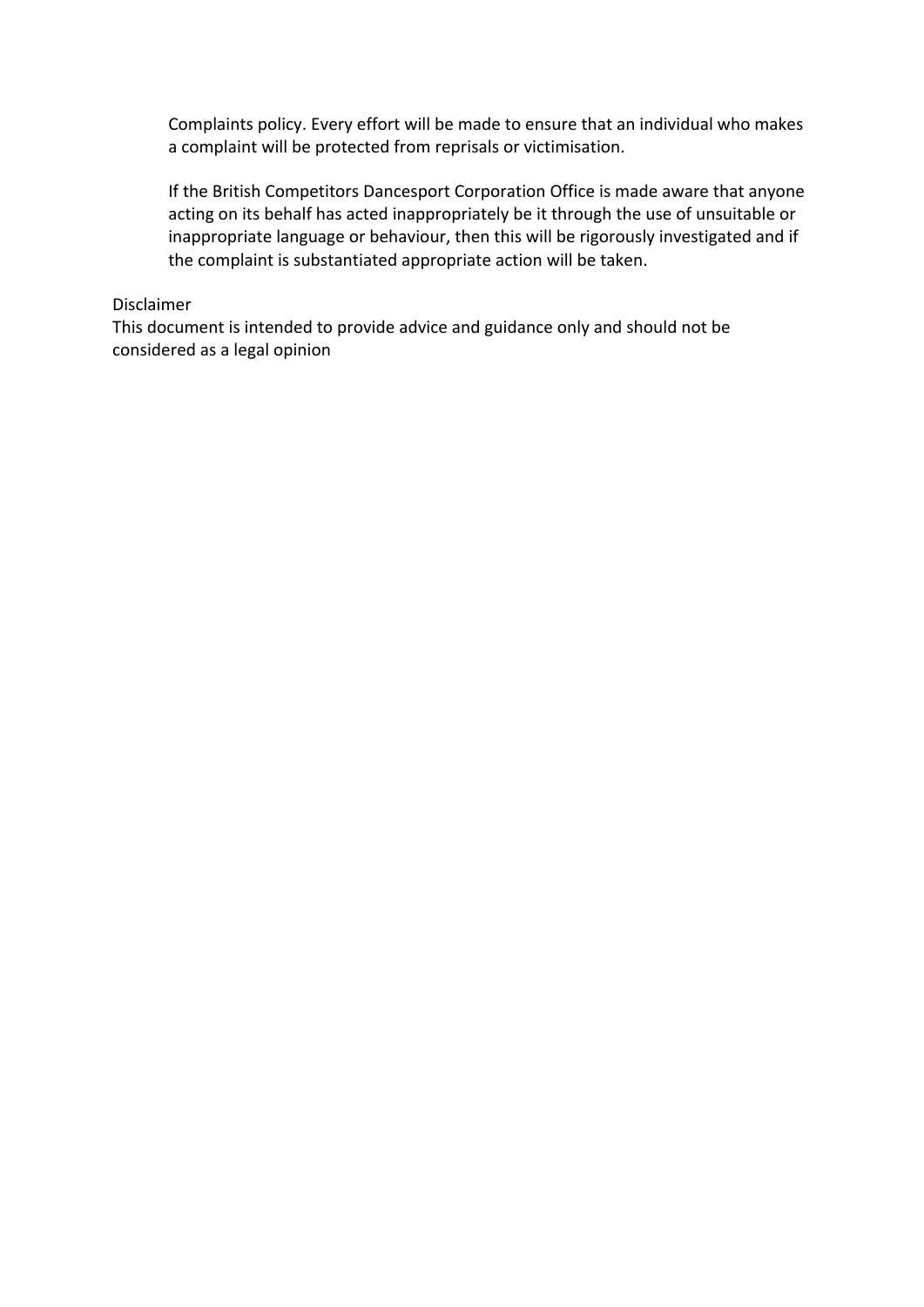Complaints policy. Every effort will be made to ensure that an individual who makes a complaint will be protected from reprisals or victimisation.

If the British Competitors Dancesport Corporation Office is made aware that anyone acting on its behalf has acted inappropriately be it through the use of unsuitable or inappropriate language or behaviour, then this will be rigorously investigated and if the complaint is substantiated appropriate action will be taken.

Disclaimer

This document is intended to provide advice and guidance only and should not be considered as a legal opinion